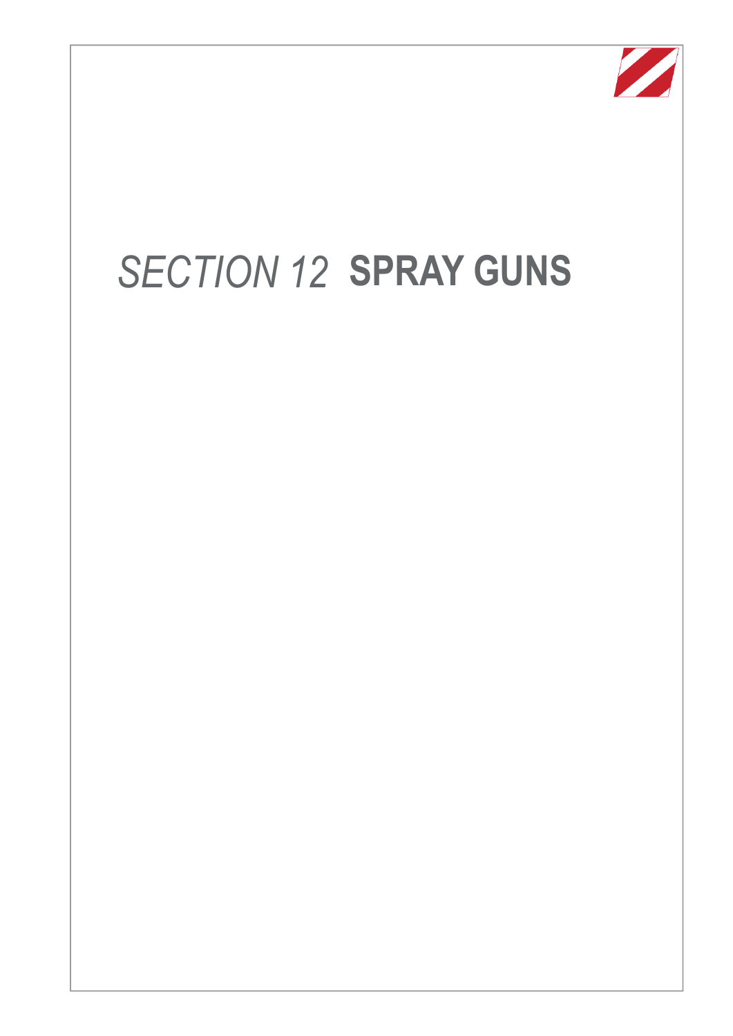# *SECTION 12* **SPRAY GUNS**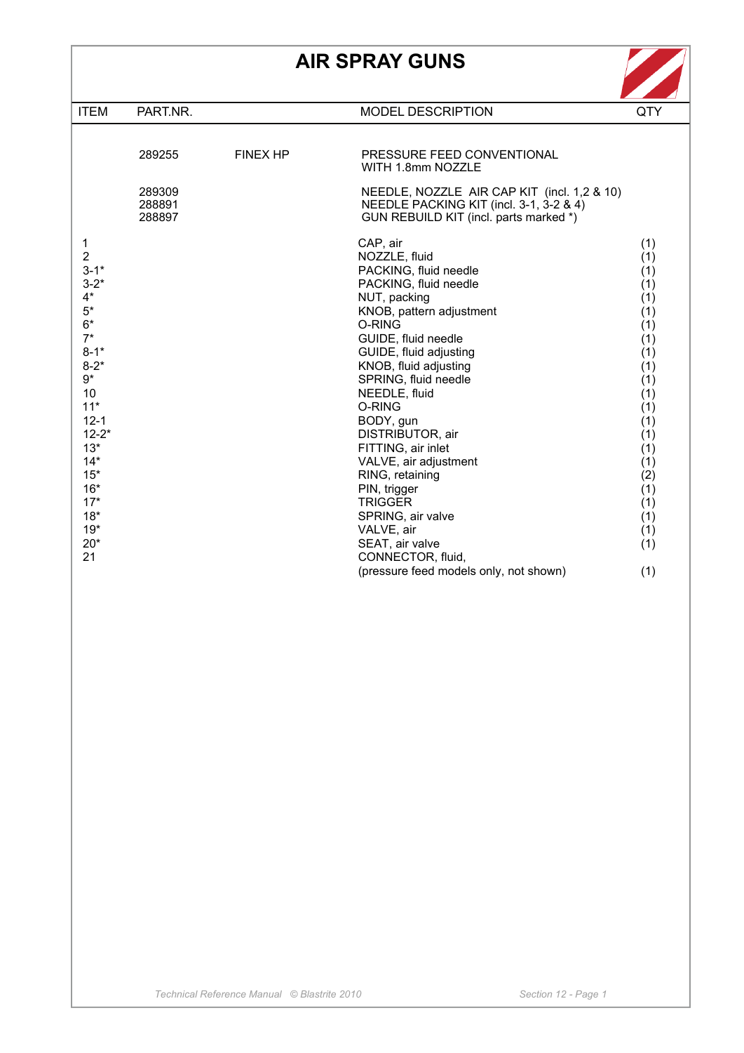# AIR SPRAY GUNS

| ITEM | PART.NR. | | MODEL DESCRIPTION | QTY |
|---|---|---|---|---|
| | 289255 | FINEX HP | PRESSURE FEED CONVENTIONAL WITH 1.8mm NOZZLE | |
| | 289309 | | NEEDLE, NOZZLE AIR CAP KIT (incl. 1,2 & 10) | |
| | 288891 | | NEEDLE PACKING KIT (incl. 3-1, 3-2 & 4) | |
| | 288897 | | GUN REBUILD KIT (incl. parts marked *) | |
| 1 | | | CAP, air | (1) |
| 2 | | | NOZZLE, fluid | (1) |
| 3-1* | | | PACKING, fluid needle | (1) |
| 3-2* | | | PACKING, fluid needle | (1) |
| 4* | | | NUT, packing | (1) |
| 5* | | | KNOB, pattern adjustment | (1) |
| 6* | | | O-RING | (1) |
| 7* | | | GUIDE, fluid needle | (1) |
| 8-1* | | | GUIDE, fluid adjusting | (1) |
| 8-2* | | | KNOB, fluid adjusting | (1) |
| 9* | | | SPRING, fluid needle | (1) |
| 10 | | | NEEDLE, fluid | (1) |
| 11* | | | O-RING | (1) |
| 12-1 | | | BODY, gun | (1) |
| 12-2* | | | DISTRIBUTOR, air | (1) |
| 13* | | | FITTING, air inlet | (1) |
| 14* | | | VALVE, air adjustment | (1) |
| 15* | | | RING, retaining | (2) |
| 16* | | | PIN, trigger | (1) |
| 17* | | | TRIGGER | (1) |
| 18* | | | SPRING, air valve | (1) |
| 19* | | | VALVE, air | (1) |
| 20* | | | SEAT, air valve | (1) |
| 21 | | | CONNECTOR, fluid, (pressure feed models only, not shown) | (1) |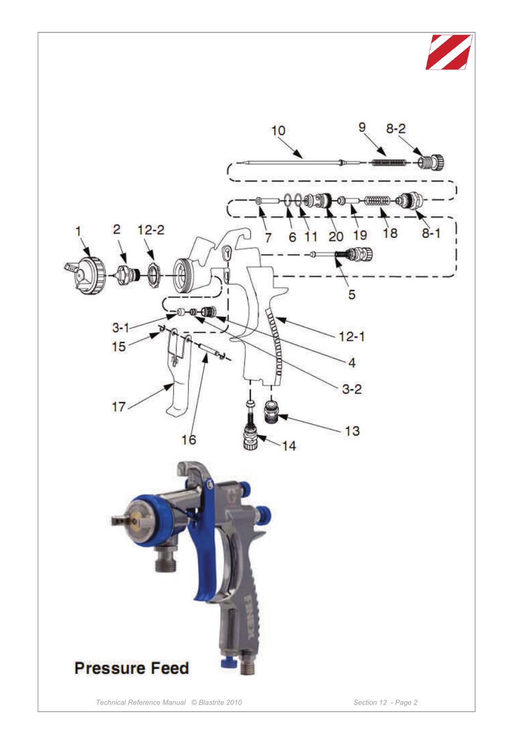Pressure Feed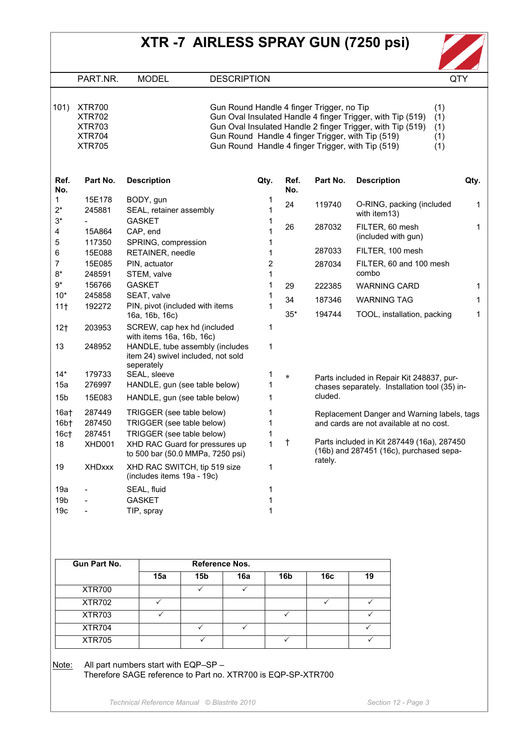# XTR -7 AIRLESS SPRAY GUN (7250 psi)

| | PART.NR. | MODEL | DESCRIPTION | QTY |
|---|---|---|---|---|
| 101) | XTR700 | | Gun Round Handle 4 finger Trigger, no Tip | (1) |
| | XTR702 | | Gun Oval Insulated Handle 4 finger Trigger, with Tip (519) | (1) |
| | XTR703 | | Gun Oval Insulated Handle 2 finger Trigger, with Tip (519) | (1) |
| | XTR704 | | Gun Round Handle 4 finger Trigger, with Tip (519) | (1) |
| | XTR705 | | Gun Round Handle 4 finger Trigger, with Tip (519) | (1) |

| Ref. No. | Part No. | Description | Qty. |
|---|---|---|---|
| 1 | 15E178 | BODY, gun | 1 |
| 2* | 245881 | SEAL, retainer assembly | 1 |
| 3* | - | GASKET | 1 |
| 4 | 15A864 | CAP, end | 1 |
| 5 | 117350 | SPRING, compression | 1 |
| 6 | 15E088 | RETAINER, needle | 1 |
| 7 | 15E085 | PIN, actuator | 2 |
| 8* | 248591 | STEM, valve | 1 |
| 9* | 156766 | GASKET | 1 |
| 10* | 245858 | SEAT, valve | 1 |
| 11† | 192272 | PIN, pivot (included with items 16a, 16b, 16c) | 1 |
| 12† | 203953 | SCREW, cap hex hd (included with items 16a, 16b, 16c) | 1 |
| 13 | 248952 | HANDLE, tube assembly (includes item 24) swivel included, not sold seperately | 1 |
| 14* | 179733 | SEAL, sleeve | 1 |
| 15a | 276997 | HANDLE, gun (see table below) | 1 |
| 15b | 15E083 | HANDLE, gun (see table below) | 1 |
| 16a† | 287449 | TRIGGER (see table below) | 1 |
| 16b† | 287450 | TRIGGER (see table below) | 1 |
| 16c† | 287451 | TRIGGER (see table below) | 1 |
| 18 | XHD001 | XHD RAC Guard for pressures up to 500 bar (50.0 MMPa, 7250 psi) | 1 |
| 19 | XHDxxx | XHD RAC SWITCH, tip 519 size (includes items 19a - 19c) | 1 |
| 19a | - | SEAL, fluid | 1 |
| 19b | - | GASKET | 1 |
| 19c | - | TIP, spray | 1 |
| 24 | 119740 | O-RING, packing (included with item13) | 1 |
| 26 | 287032 | FILTER, 60 mesh (included with gun) | 1 |
| | 287033 | FILTER, 100 mesh | |
| | 287034 | FILTER, 60 and 100 mesh combo | |
| 29 | 222385 | WARNING CARD | 1 |
| 34 | 187346 | WARNING TAG | 1 |
| 35* | 194744 | TOOL, installation, packing | 1 |

\* Parts included in Repair Kit 248837, purchases separately. Installation tool (35) included.

Replacement Danger and Warning labels, tags and cards are not available at no cost.

† Parts included in Kit 287449 (16a), 287450 (16b) and 287451 (16c), purchased separately.

| Gun Part No. | Reference Nos. | | | | | |
|---|---|---|---|---|---|---|
| | 15a | 15b | 16a | 16b | 16c | 19 |
| XTR700 | | ✓ | ✓ | | | |
| XTR702 | ✓ | | | | ✓ | ✓ |
| XTR703 | ✓ | | | ✓ | | ✓ |
| XTR704 | | ✓ | ✓ | | | ✓ |
| XTR705 | | ✓ | | ✓ | | ✓ |

Note: All part numbers start with EQP–SP –
Therefore SAGE reference to Part no. XTR700 is EQP-SP-XTR700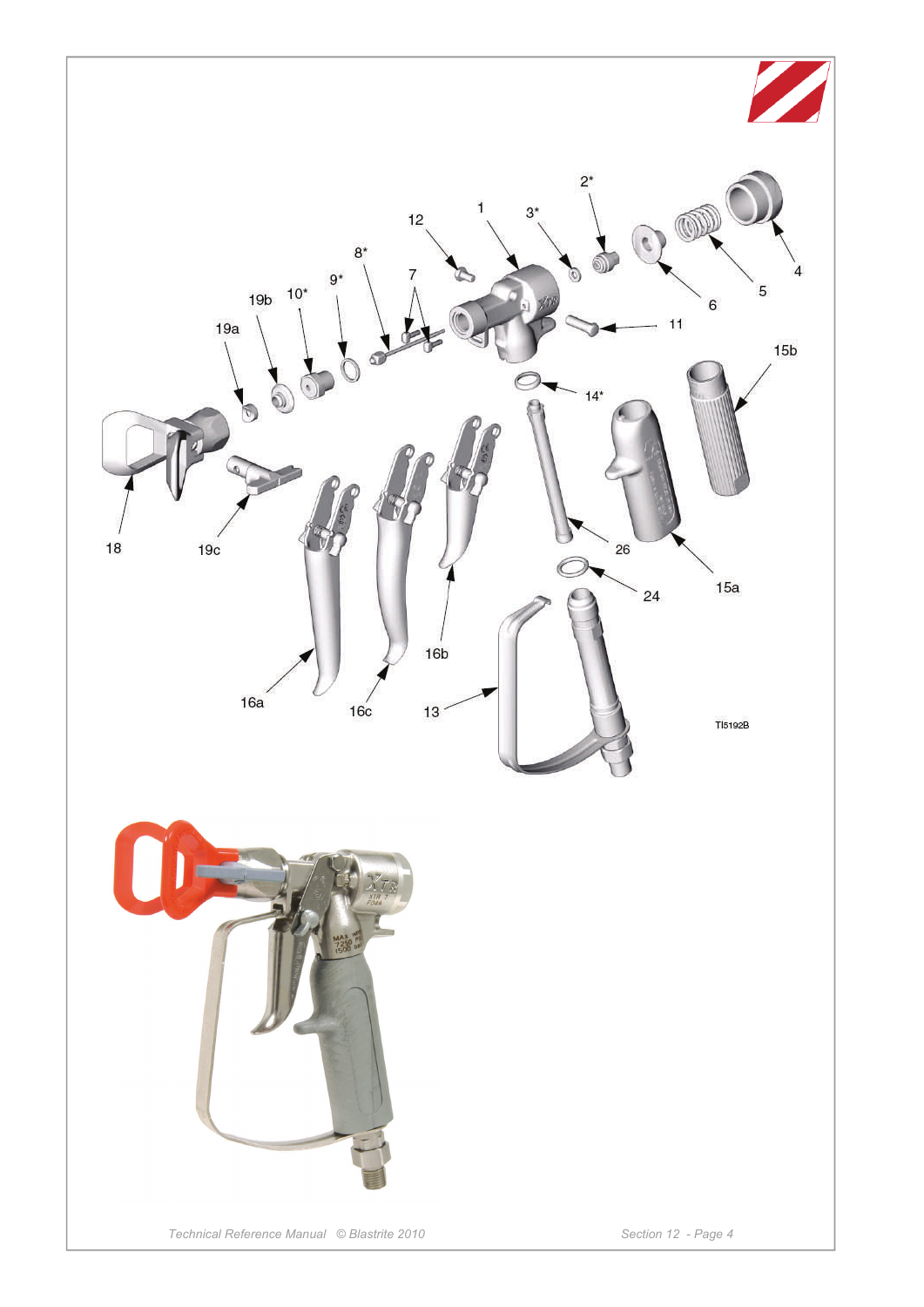2*

12

1

3*

8*

7

9*

10*

19b

19a

4

5

6

11

15b

14*

18

19c

26

15a

24

16b

16a

16c

13

TI5192B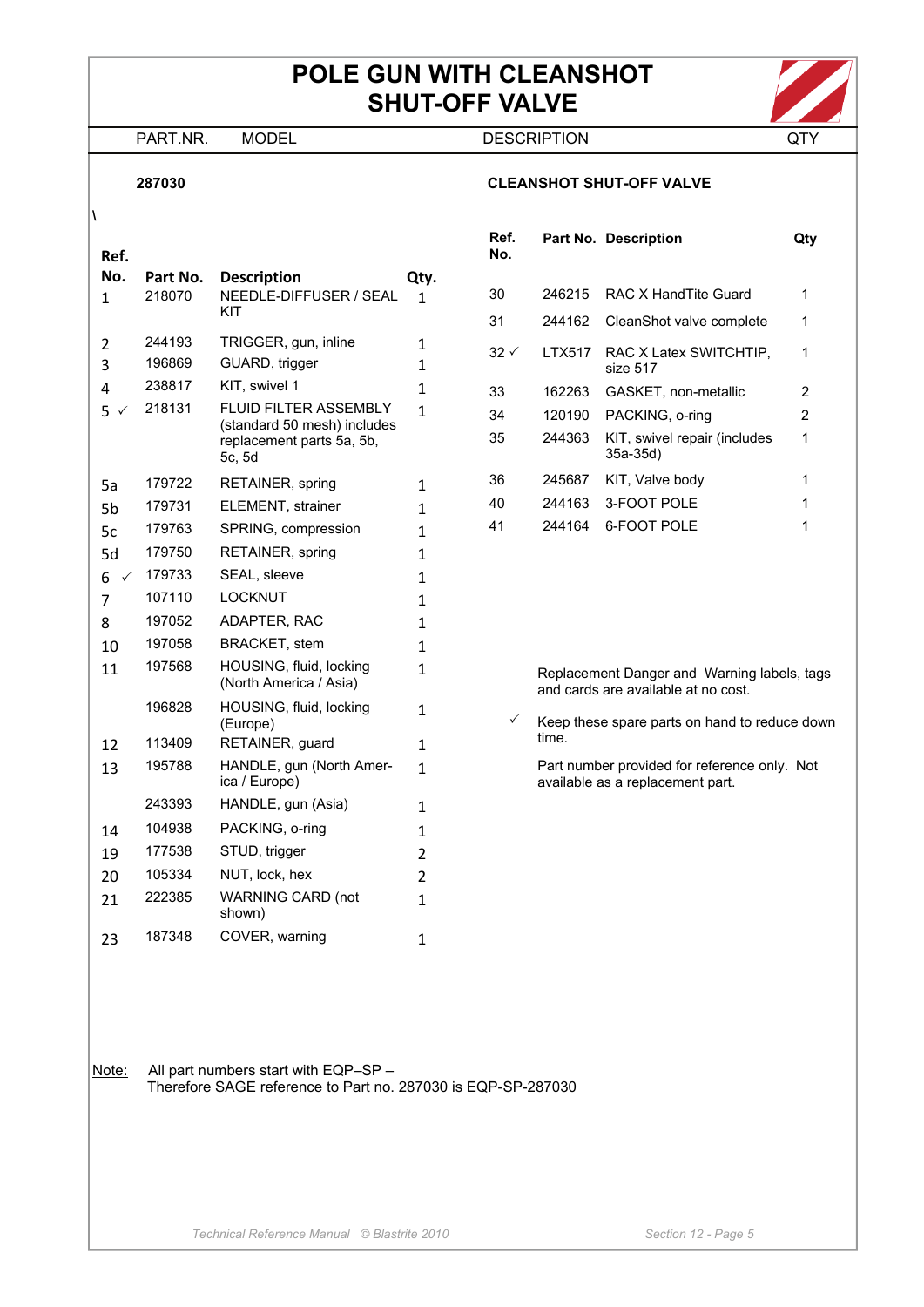# POLE GUN WITH CLEANSHOT SHUT-OFF VALVE

| PART.NR. | MODEL | DESCRIPTION | QTY |
|---|---|---|---|
| **287030** | | **CLEANSHOT SHUT-OFF VALVE** | |

\

| Ref. No. | Part No. | Description | Qty. |
|---|---|---|---|
| 1 | 218070 | NEEDLE-DIFFUSER / SEAL KIT | 1 |
| 2 | 244193 | TRIGGER, gun, inline | 1 |
| 3 | 196869 | GUARD, trigger | 1 |
| 4 | 238817 | KIT, swivel 1 | 1 |
| 5 ✓ | 218131 | FLUID FILTER ASSEMBLY (standard 50 mesh) includes replacement parts 5a, 5b, 5c, 5d | 1 |
| 5a | 179722 | RETAINER, spring | 1 |
| 5b | 179731 | ELEMENT, strainer | 1 |
| 5c | 179763 | SPRING, compression | 1 |
| 5d | 179750 | RETAINER, spring | 1 |
| 6 ✓ | 179733 | SEAL, sleeve | 1 |
| 7 | 107110 | LOCKNUT | 1 |
| 8 | 197052 | ADAPTER, RAC | 1 |
| 10 | 197058 | BRACKET, stem | 1 |
| 11 | 197568 | HOUSING, fluid, locking (North America / Asia) | 1 |
| | 196828 | HOUSING, fluid, locking (Europe) | 1 |
| 12 | 113409 | RETAINER, guard | 1 |
| 13 | 195788 | HANDLE, gun (North America / Europe) | 1 |
| | 243393 | HANDLE, gun (Asia) | 1 |
| 14 | 104938 | PACKING, o-ring | 1 |
| 19 | 177538 | STUD, trigger | 2 |
| 20 | 105334 | NUT, lock, hex | 2 |
| 21 | 222385 | WARNING CARD (not shown) | 1 |
| 23 | 187348 | COVER, warning | 1 |

| Ref. No. | Part No. | Description | Qty |
|---|---|---|---|
| 30 | 246215 | RAC X HandTite Guard | 1 |
| 31 | 244162 | CleanShot valve complete | 1 |
| 32 ✓ | LTX517 | RAC X Latex SWITCHTIP, size 517 | 1 |
| 33 | 162263 | GASKET, non-metallic | 2 |
| 34 | 120190 | PACKING, o-ring | 2 |
| 35 | 244363 | KIT, swivel repair (includes 35a-35d) | 1 |
| 36 | 245687 | KIT, Valve body | 1 |
| 40 | 244163 | 3-FOOT POLE | 1 |
| 41 | 244164 | 6-FOOT POLE | 1 |

Replacement Danger and Warning labels, tags and cards are available at no cost.

✓ Keep these spare parts on hand to reduce down time.

Part number provided for reference only. Not available as a replacement part.

Note: All part numbers start with EQP–SP –
Therefore SAGE reference to Part no. 287030 is EQP-SP-287030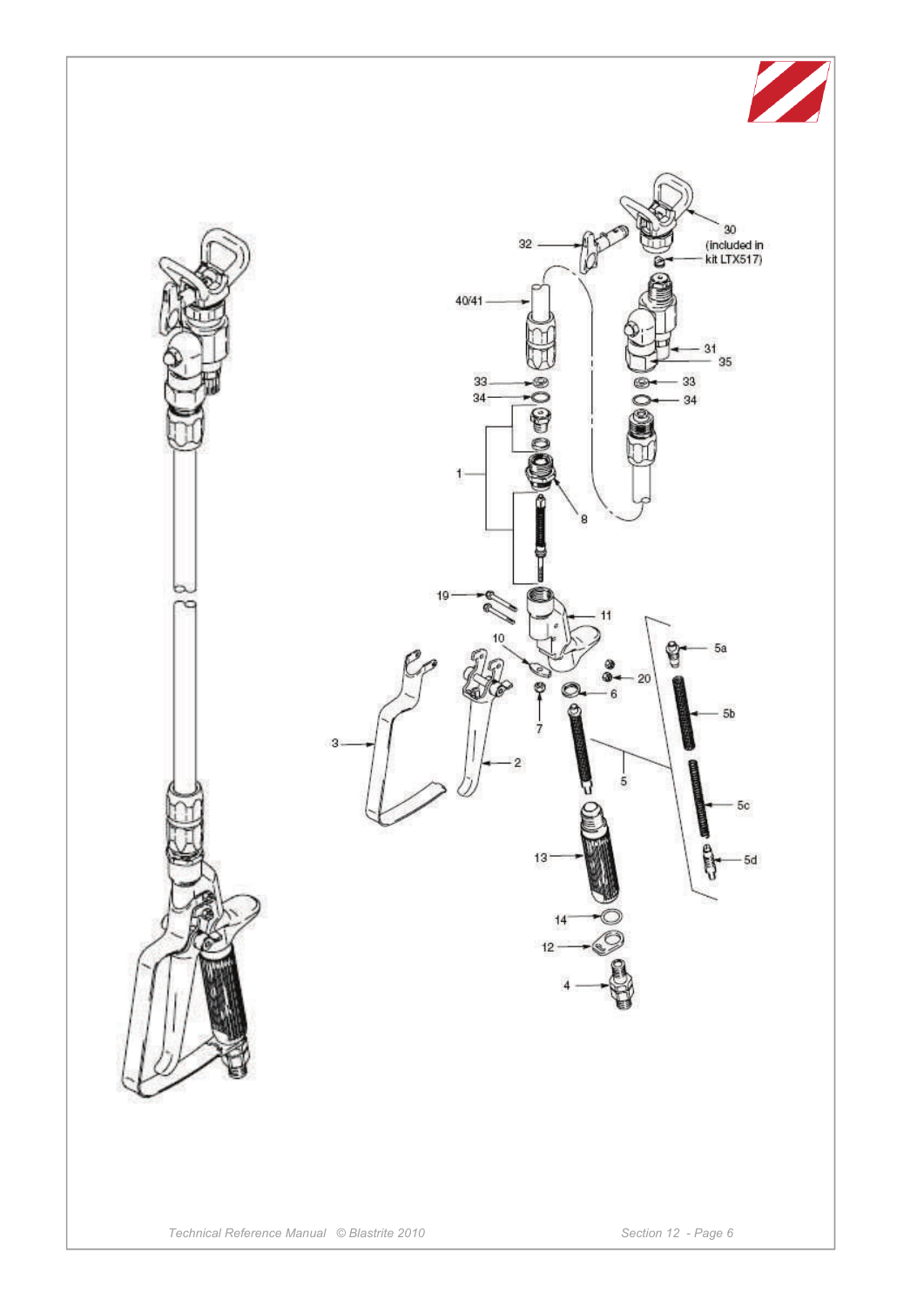30 (included in kit LTX517)

32

40/41

31

35

33

34

1

8

19

11

10

5a

20

6

7

3

2

5

5b

5c

13

5d

14

12

4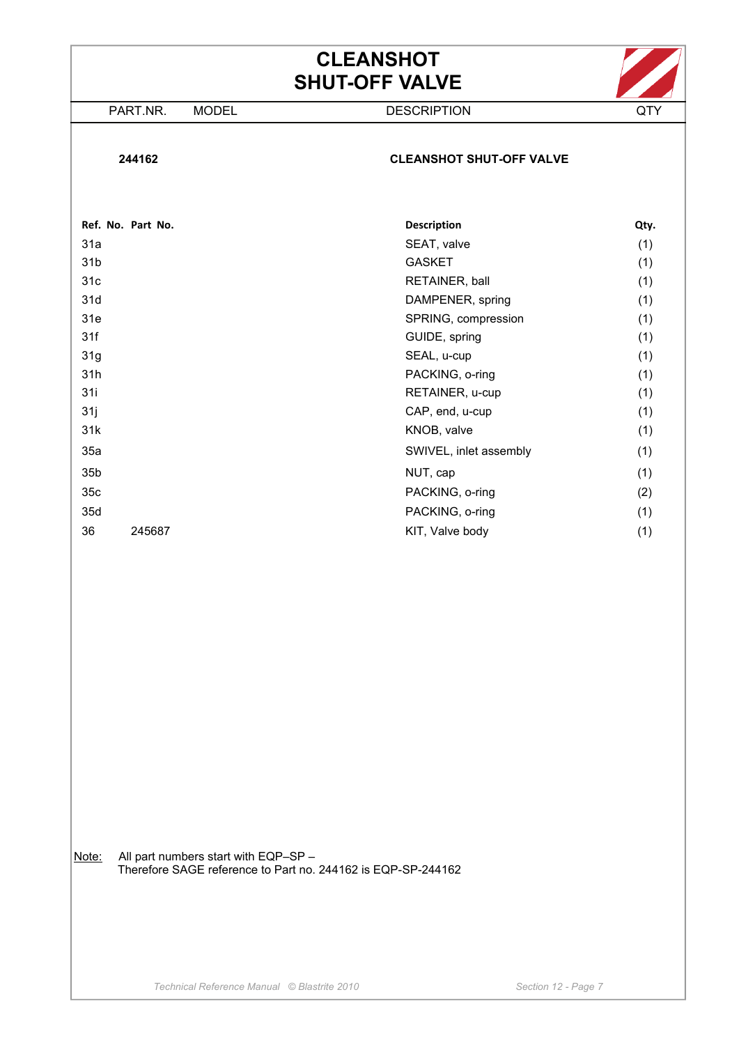# CLEANSHOT SHUT-OFF VALVE

| PART.NR. | MODEL | DESCRIPTION | QTY |
|---|---|---|---|
| **244162** | | **CLEANSHOT SHUT-OFF VALVE** | |

| Ref. No. | Part No. | Description | Qty. |
|---|---|---|---|
| 31a | | SEAT, valve | (1) |
| 31b | | GASKET | (1) |
| 31c | | RETAINER, ball | (1) |
| 31d | | DAMPENER, spring | (1) |
| 31e | | SPRING, compression | (1) |
| 31f | | GUIDE, spring | (1) |
| 31g | | SEAL, u-cup | (1) |
| 31h | | PACKING, o-ring | (1) |
| 31i | | RETAINER, u-cup | (1) |
| 31j | | CAP, end, u-cup | (1) |
| 31k | | KNOB, valve | (1) |
| 35a | | SWIVEL, inlet assembly | (1) |
| 35b | | NUT, cap | (1) |
| 35c | | PACKING, o-ring | (2) |
| 35d | | PACKING, o-ring | (1) |
| 36 | 245687 | KIT, Valve body | (1) |

Note: All part numbers start with EQP–SP –
Therefore SAGE reference to Part no. 244162 is EQP-SP-244162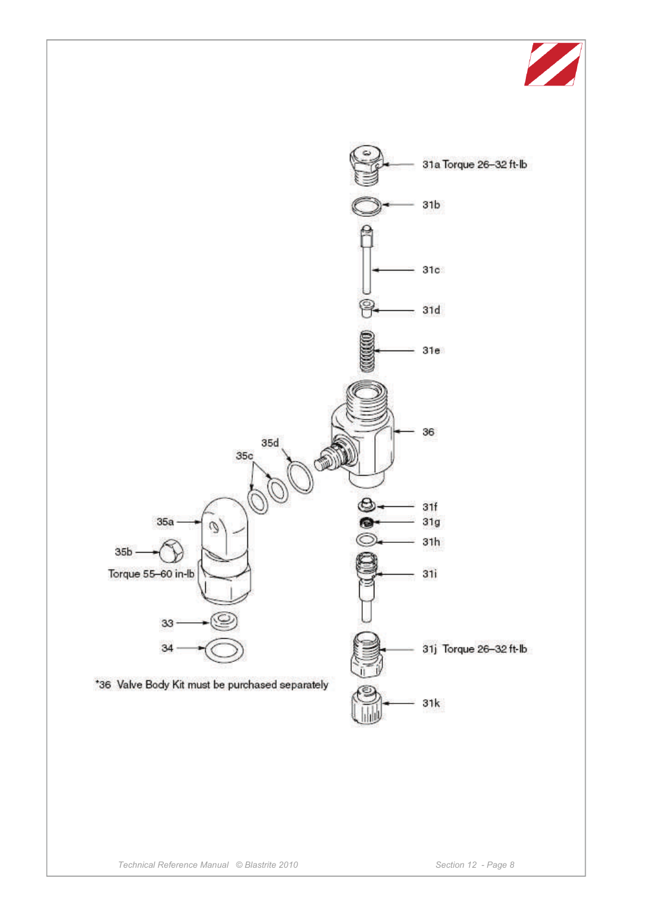31a Torque 26–32 ft-lb

31b

31c

31d

31e

36

35d

35c

35a

35b

Torque 55–60 in-lb

31f

31g

31h

31i

33

34

31j Torque 26–32 ft-lb

*36 Valve Body Kit must be purchased separately

31k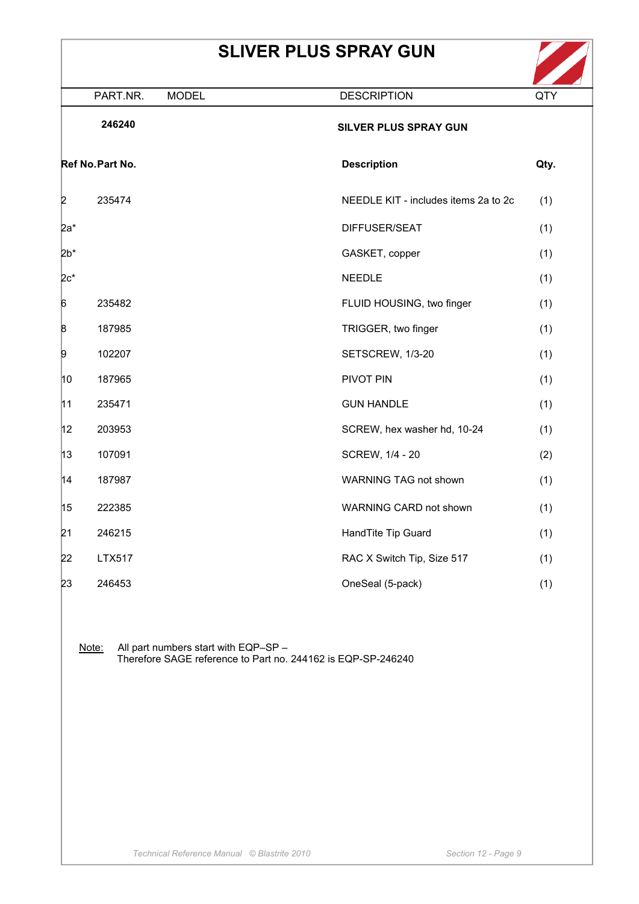# SLIVER PLUS SPRAY GUN

| PART.NR. | MODEL | DESCRIPTION | QTY |
|---|---|---|---|
| **246240** | | **SILVER PLUS SPRAY GUN** | |

| Ref No. | Part No. | Description | Qty. |
|---|---|---|---|
| 2 | 235474 | NEEDLE KIT - includes items 2a to 2c | (1) |
| 2a* | | DIFFUSER/SEAT | (1) |
| 2b* | | GASKET, copper | (1) |
| 2c* | | NEEDLE | (1) |
| 6 | 235482 | FLUID HOUSING, two finger | (1) |
| 8 | 187985 | TRIGGER, two finger | (1) |
| 9 | 102207 | SETSCREW, 1/3-20 | (1) |
| 10 | 187965 | PIVOT PIN | (1) |
| 11 | 235471 | GUN HANDLE | (1) |
| 12 | 203953 | SCREW, hex washer hd, 10-24 | (1) |
| 13 | 107091 | SCREW, 1/4 - 20 | (2) |
| 14 | 187987 | WARNING TAG not shown | (1) |
| 15 | 222385 | WARNING CARD not shown | (1) |
| 21 | 246215 | HandTite Tip Guard | (1) |
| 22 | LTX517 | RAC X Switch Tip, Size 517 | (1) |
| 23 | 246453 | OneSeal (5-pack) | (1) |

Note: All part numbers start with EQP–SP –
Therefore SAGE reference to Part no. 244162 is EQP-SP-246240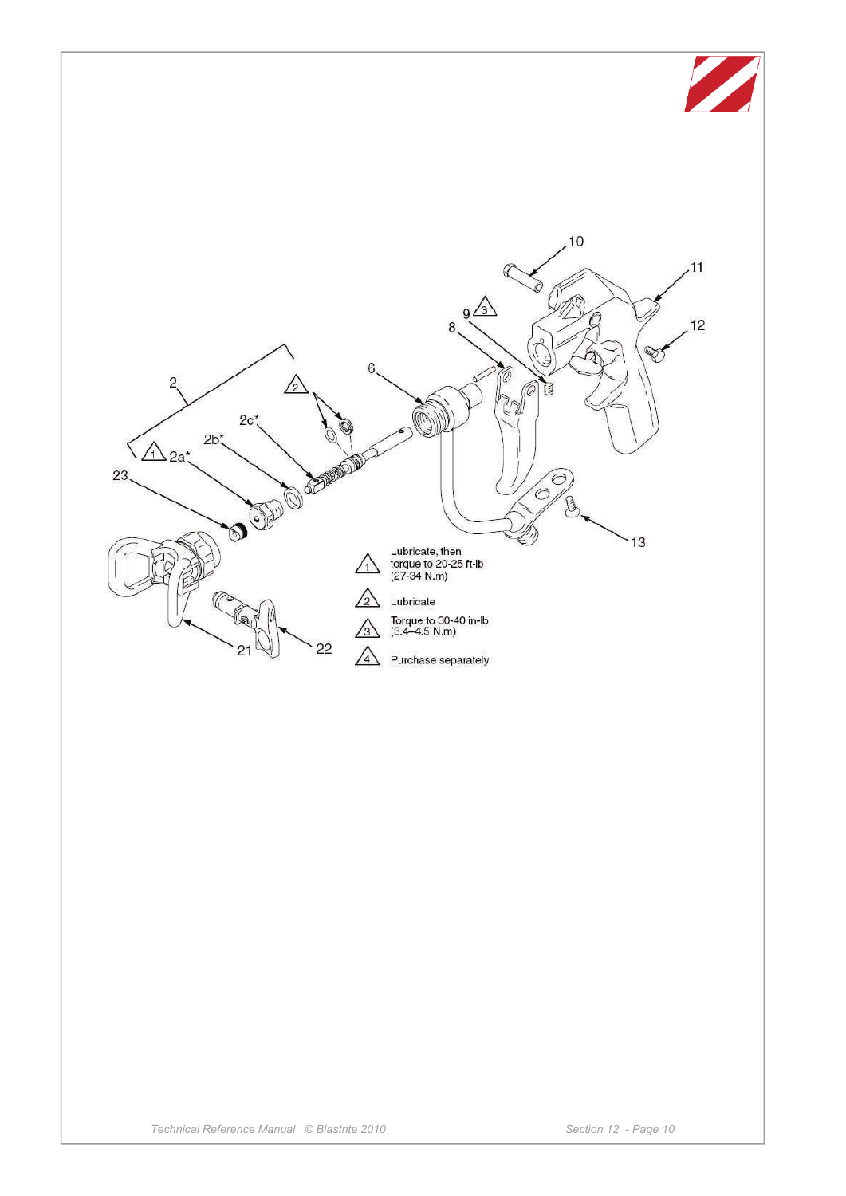10

11

9 ⚠3

8

12

6

2

⚠2

2c*

2b*

⚠1 2a*

23

13

21

22

⚠1 Lubricate, then torque to 20-25 ft-lb (27-34 N.m)

⚠2 Lubricate

⚠3 Torque to 30-40 in-lb (3.4–4.5 N.m)

⚠4 Purchase separately